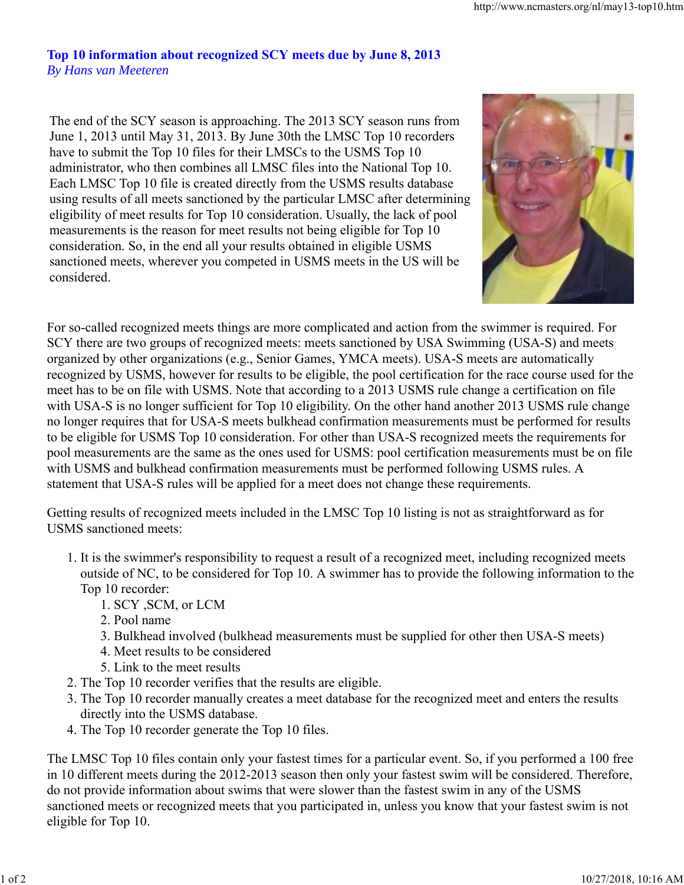## Top 10 information about recognized SCY meets due by June 8, 2013

*By Hans van Meeteren*

The end of the SCY season is approaching. The 2013 SCY season runs from June 1, 2013 until May 31, 2013. By June 30th the LMSC Top 10 recorders have to submit the Top 10 files for their LMSCs to the USMS Top 10 administrator, who then combines all LMSC files into the National Top 10. Each LMSC Top 10 file is created directly from the USMS results database using results of all meets sanctioned by the particular LMSC after determining eligibility of meet results for Top 10 consideration. Usually, the lack of pool measurements is the reason for meet results not being eligible for Top 10 consideration. So, in the end all your results obtained in eligible USMS sanctioned meets, wherever you competed in USMS meets in the US will be considered.

For so-called recognized meets things are more complicated and action from the swimmer is required. For SCY there are two groups of recognized meets: meets sanctioned by USA Swimming (USA-S) and meets organized by other organizations (e.g., Senior Games, YMCA meets). USA-S meets are automatically recognized by USMS, however for results to be eligible, the pool certification for the race course used for the meet has to be on file with USMS. Note that according to a 2013 USMS rule change a certification on file with USA-S is no longer sufficient for Top 10 eligibility. On the other hand another 2013 USMS rule change no longer requires that for USA-S meets bulkhead confirmation measurements must be performed for results to be eligible for USMS Top 10 consideration. For other than USA-S recognized meets the requirements for pool measurements are the same as the ones used for USMS: pool certification measurements must be on file with USMS and bulkhead confirmation measurements must be performed following USMS rules. A statement that USA-S rules will be applied for a meet does not change these requirements.

Getting results of recognized meets included in the LMSC Top 10 listing is not as straightforward as for USMS sanctioned meets:

1. It is the swimmer's responsibility to request a result of a recognized meet, including recognized meets outside of NC, to be considered for Top 10. A swimmer has to provide the following information to the Top 10 recorder:
   1. SCY ,SCM, or LCM
   2. Pool name
   3. Bulkhead involved (bulkhead measurements must be supplied for other then USA-S meets)
   4. Meet results to be considered
   5. Link to the meet results
2. The Top 10 recorder verifies that the results are eligible.
3. The Top 10 recorder manually creates a meet database for the recognized meet and enters the results directly into the USMS database.
4. The Top 10 recorder generate the Top 10 files.

The LMSC Top 10 files contain only your fastest times for a particular event. So, if you performed a 100 free in 10 different meets during the 2012-2013 season then only your fastest swim will be considered. Therefore, do not provide information about swims that were slower than the fastest swim in any of the USMS sanctioned meets or recognized meets that you participated in, unless you know that your fastest swim is not eligible for Top 10.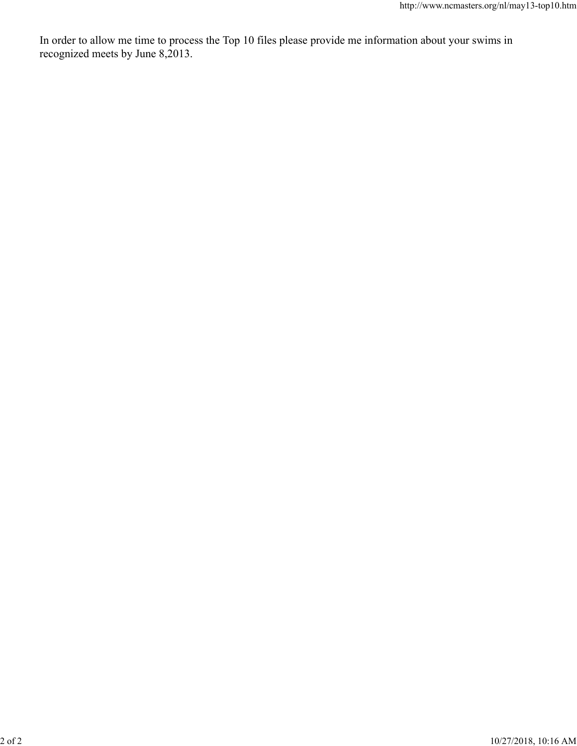In order to allow me time to process the Top 10 files please provide me information about your swims in recognized meets by June 8,2013.